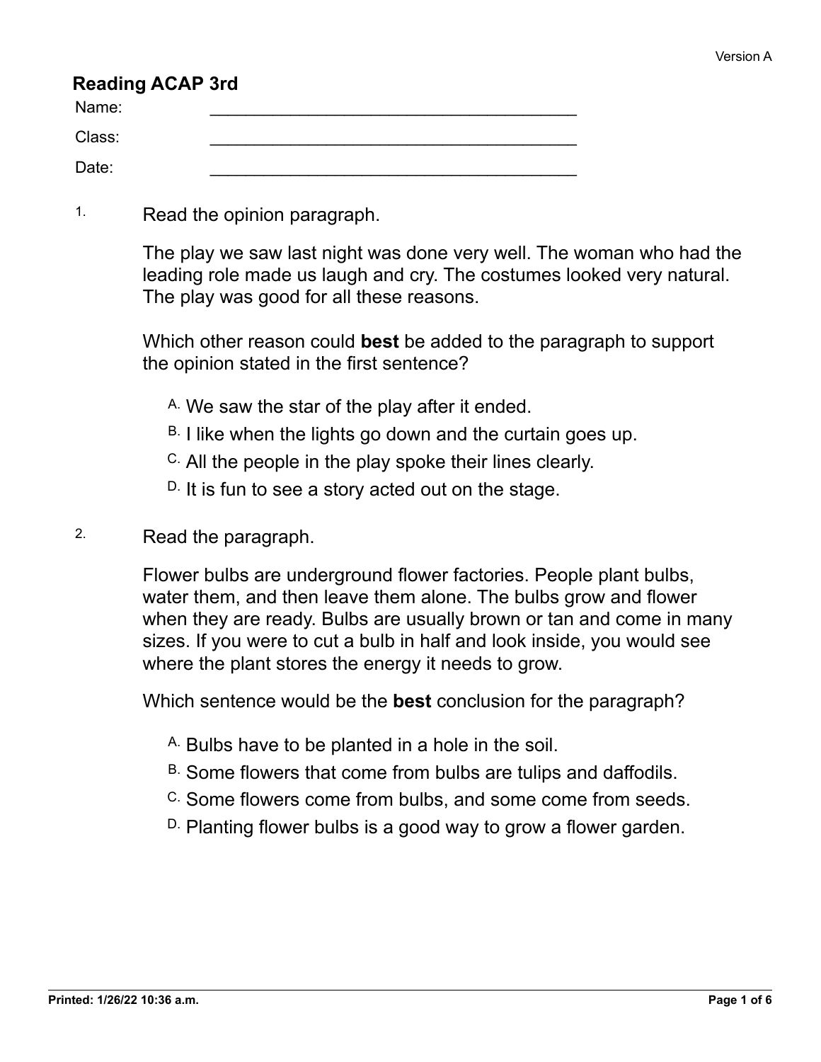Version A

## Reading ACAP 3rd

Name: ________________________________________

Class: ________________________________________

Date: ________________________________________

1. Read the opinion paragraph.

   The play we saw last night was done very well. The woman who had the leading role made us laugh and cry. The costumes looked very natural. The play was good for all these reasons.

   Which other reason could **best** be added to the paragraph to support the opinion stated in the first sentence?

   A. We saw the star of the play after it ended.
   B. I like when the lights go down and the curtain goes up.
   C. All the people in the play spoke their lines clearly.
   D. It is fun to see a story acted out on the stage.

2. Read the paragraph.

   Flower bulbs are underground flower factories. People plant bulbs, water them, and then leave them alone. The bulbs grow and flower when they are ready. Bulbs are usually brown or tan and come in many sizes. If you were to cut a bulb in half and look inside, you would see where the plant stores the energy it needs to grow.

   Which sentence would be the **best** conclusion for the paragraph?

   A. Bulbs have to be planted in a hole in the soil.
   B. Some flowers that come from bulbs are tulips and daffodils.
   C. Some flowers come from bulbs, and some come from seeds.
   D. Planting flower bulbs is a good way to grow a flower garden.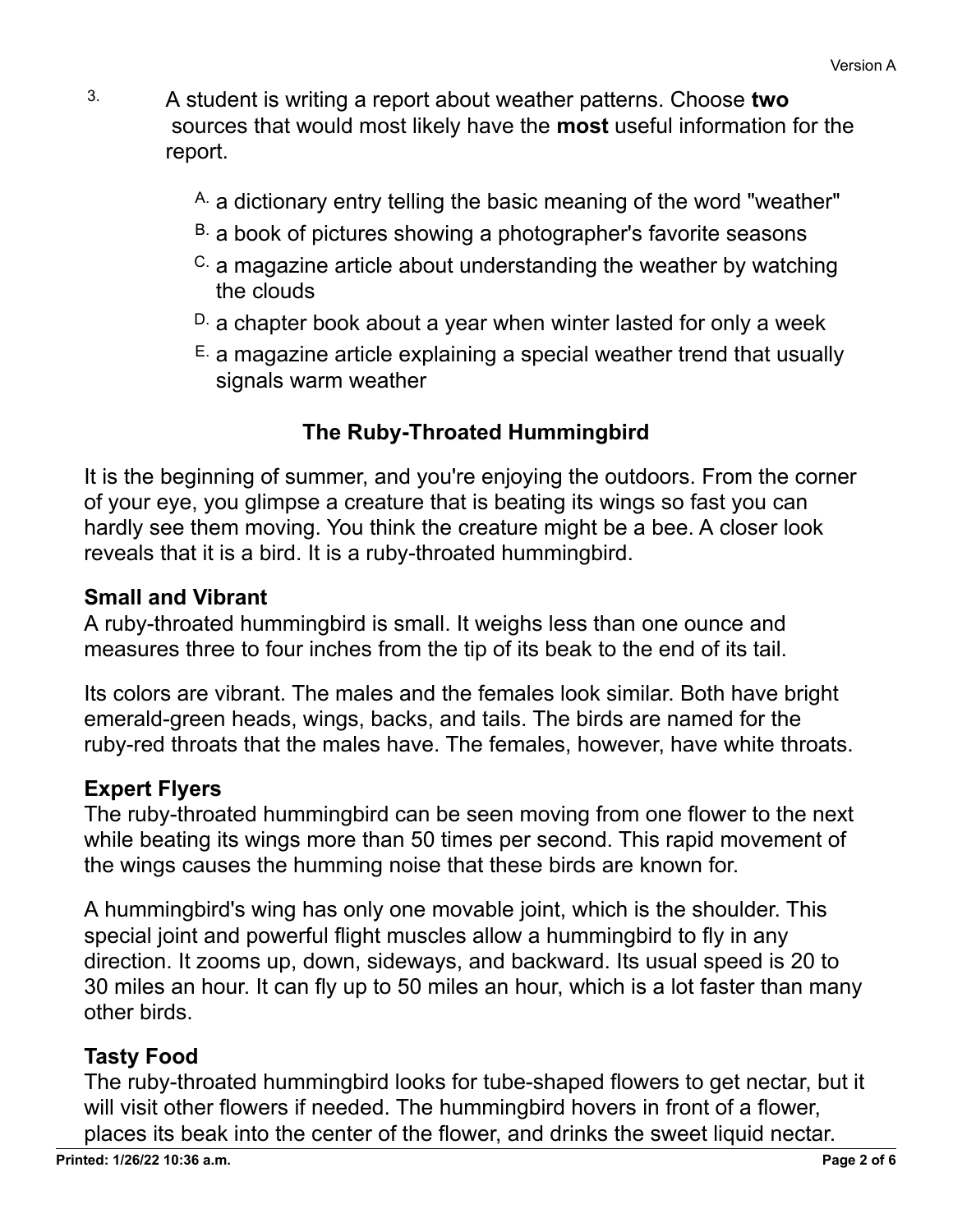3. A student is writing a report about weather patterns. Choose **two** sources that would most likely have the **most** useful information for the report.

   A. a dictionary entry telling the basic meaning of the word "weather"

   B. a book of pictures showing a photographer's favorite seasons

   C. a magazine article about understanding the weather by watching the clouds

   D. a chapter book about a year when winter lasted for only a week

   E. a magazine article explaining a special weather trend that usually signals warm weather

## The Ruby-Throated Hummingbird

It is the beginning of summer, and you're enjoying the outdoors. From the corner of your eye, you glimpse a creature that is beating its wings so fast you can hardly see them moving. You think the creature might be a bee. A closer look reveals that it is a bird. It is a ruby-throated hummingbird.

### Small and Vibrant

A ruby-throated hummingbird is small. It weighs less than one ounce and measures three to four inches from the tip of its beak to the end of its tail.

Its colors are vibrant. The males and the females look similar. Both have bright emerald-green heads, wings, backs, and tails. The birds are named for the ruby-red throats that the males have. The females, however, have white throats.

### Expert Flyers

The ruby-throated hummingbird can be seen moving from one flower to the next while beating its wings more than 50 times per second. This rapid movement of the wings causes the humming noise that these birds are known for.

A hummingbird's wing has only one movable joint, which is the shoulder. This special joint and powerful flight muscles allow a hummingbird to fly in any direction. It zooms up, down, sideways, and backward. Its usual speed is 20 to 30 miles an hour. It can fly up to 50 miles an hour, which is a lot faster than many other birds.

### Tasty Food

The ruby-throated hummingbird looks for tube-shaped flowers to get nectar, but it will visit other flowers if needed. The hummingbird hovers in front of a flower, places its beak into the center of the flower, and drinks the sweet liquid nectar.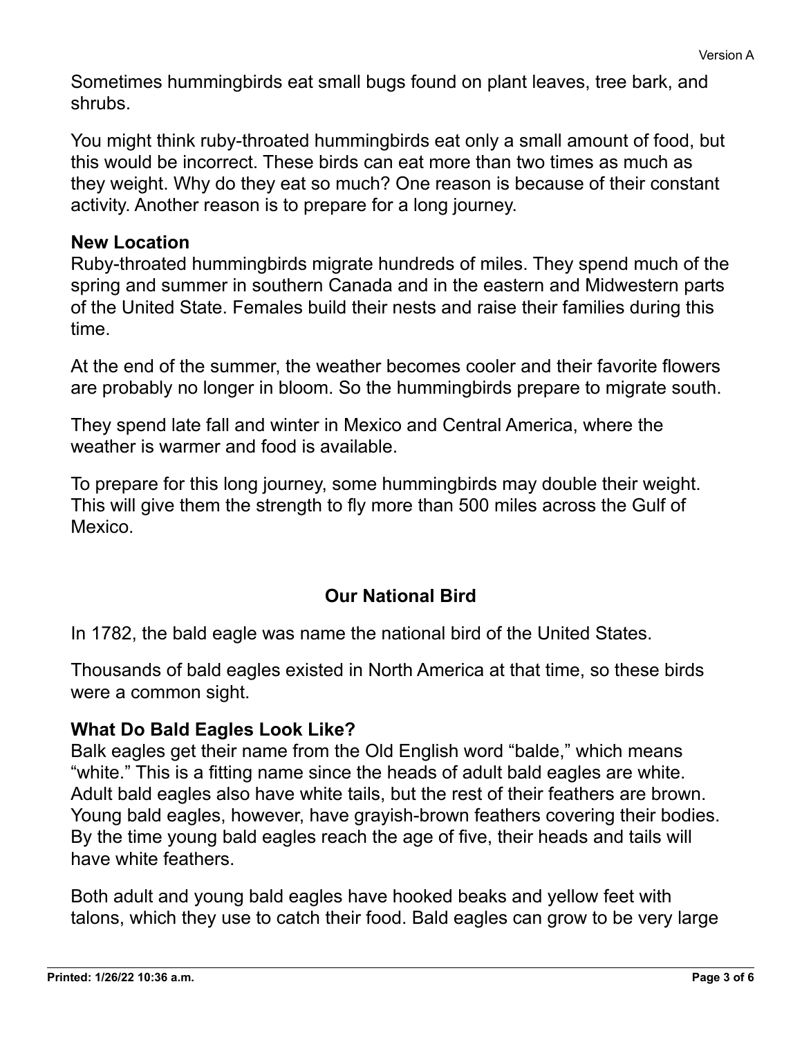Sometimes hummingbirds eat small bugs found on plant leaves, tree bark, and shrubs.

You might think ruby-throated hummingbirds eat only a small amount of food, but this would be incorrect. These birds can eat more than two times as much as they weight. Why do they eat so much? One reason is because of their constant activity. Another reason is to prepare for a long journey.

**New Location**
Ruby-throated hummingbirds migrate hundreds of miles. They spend much of the spring and summer in southern Canada and in the eastern and Midwestern parts of the United State. Females build their nests and raise their families during this time.

At the end of the summer, the weather becomes cooler and their favorite flowers are probably no longer in bloom. So the hummingbirds prepare to migrate south.

They spend late fall and winter in Mexico and Central America, where the weather is warmer and food is available.

To prepare for this long journey, some hummingbirds may double their weight. This will give them the strength to fly more than 500 miles across the Gulf of Mexico.

## Our National Bird

In 1782, the bald eagle was name the national bird of the United States.

Thousands of bald eagles existed in North America at that time, so these birds were a common sight.

**What Do Bald Eagles Look Like?**
Balk eagles get their name from the Old English word "balde," which means "white." This is a fitting name since the heads of adult bald eagles are white. Adult bald eagles also have white tails, but the rest of their feathers are brown. Young bald eagles, however, have grayish-brown feathers covering their bodies. By the time young bald eagles reach the age of five, their heads and tails will have white feathers.

Both adult and young bald eagles have hooked beaks and yellow feet with talons, which they use to catch their food. Bald eagles can grow to be very large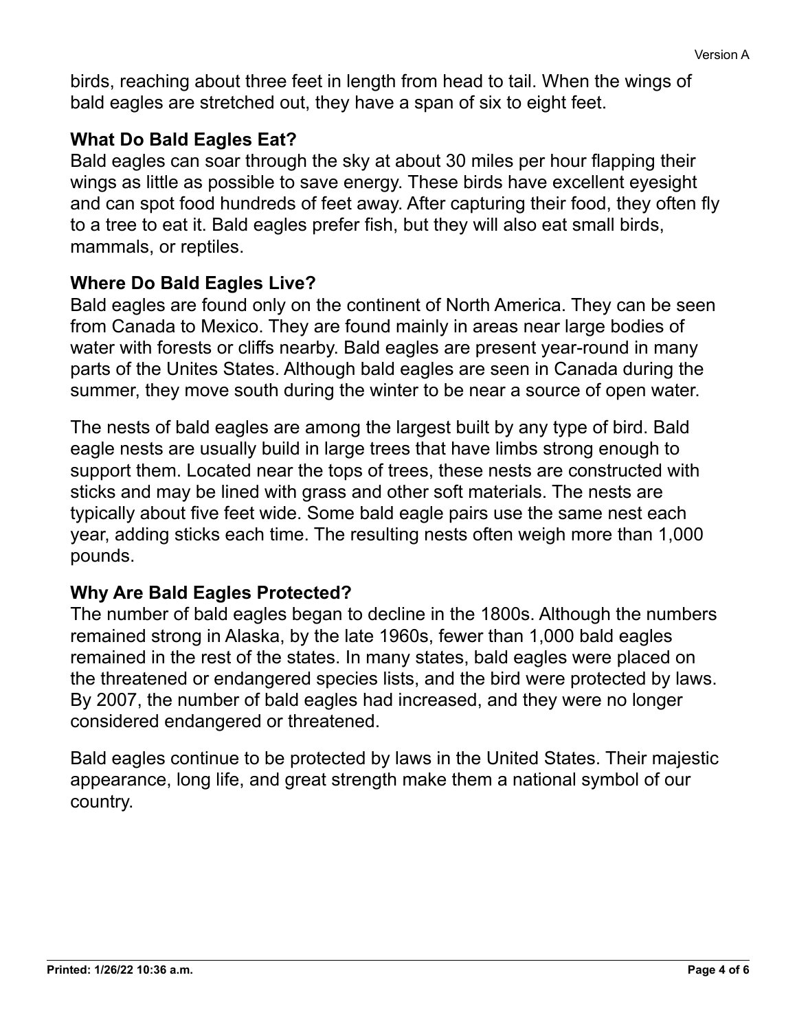birds, reaching about three feet in length from head to tail. When the wings of bald eagles are stretched out, they have a span of six to eight feet.

### What Do Bald Eagles Eat?

Bald eagles can soar through the sky at about 30 miles per hour flapping their wings as little as possible to save energy. These birds have excellent eyesight and can spot food hundreds of feet away. After capturing their food, they often fly to a tree to eat it. Bald eagles prefer fish, but they will also eat small birds, mammals, or reptiles.

### Where Do Bald Eagles Live?

Bald eagles are found only on the continent of North America. They can be seen from Canada to Mexico. They are found mainly in areas near large bodies of water with forests or cliffs nearby. Bald eagles are present year-round in many parts of the Unites States. Although bald eagles are seen in Canada during the summer, they move south during the winter to be near a source of open water.

The nests of bald eagles are among the largest built by any type of bird. Bald eagle nests are usually build in large trees that have limbs strong enough to support them. Located near the tops of trees, these nests are constructed with sticks and may be lined with grass and other soft materials. The nests are typically about five feet wide. Some bald eagle pairs use the same nest each year, adding sticks each time. The resulting nests often weigh more than 1,000 pounds.

### Why Are Bald Eagles Protected?

The number of bald eagles began to decline in the 1800s. Although the numbers remained strong in Alaska, by the late 1960s, fewer than 1,000 bald eagles remained in the rest of the states. In many states, bald eagles were placed on the threatened or endangered species lists, and the bird were protected by laws. By 2007, the number of bald eagles had increased, and they were no longer considered endangered or threatened.

Bald eagles continue to be protected by laws in the United States. Their majestic appearance, long life, and great strength make them a national symbol of our country.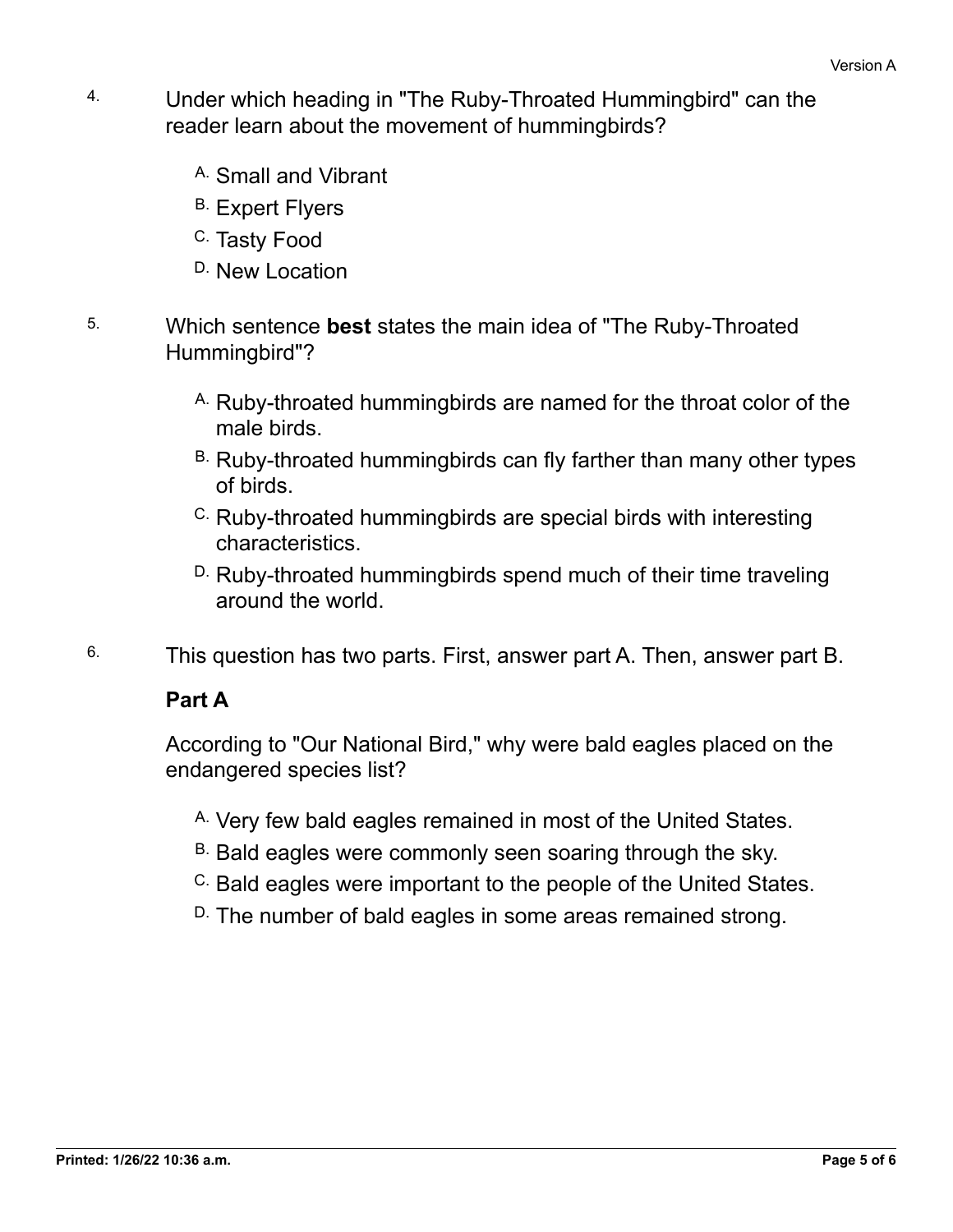4. Under which heading in "The Ruby-Throated Hummingbird" can the reader learn about the movement of hummingbirds?

   A. Small and Vibrant
   
   B. Expert Flyers
   
   C. Tasty Food
   
   D. New Location

5. Which sentence **best** states the main idea of "The Ruby-Throated Hummingbird"?

   A. Ruby-throated hummingbirds are named for the throat color of the male birds.
   
   B. Ruby-throated hummingbirds can fly farther than many other types of birds.
   
   C. Ruby-throated hummingbirds are special birds with interesting characteristics.
   
   D. Ruby-throated hummingbirds spend much of their time traveling around the world.

6. This question has two parts. First, answer part A. Then, answer part B.

   **Part A**

   According to "Our National Bird," why were bald eagles placed on the endangered species list?

   A. Very few bald eagles remained in most of the United States.
   
   B. Bald eagles were commonly seen soaring through the sky.
   
   C. Bald eagles were important to the people of the United States.
   
   D. The number of bald eagles in some areas remained strong.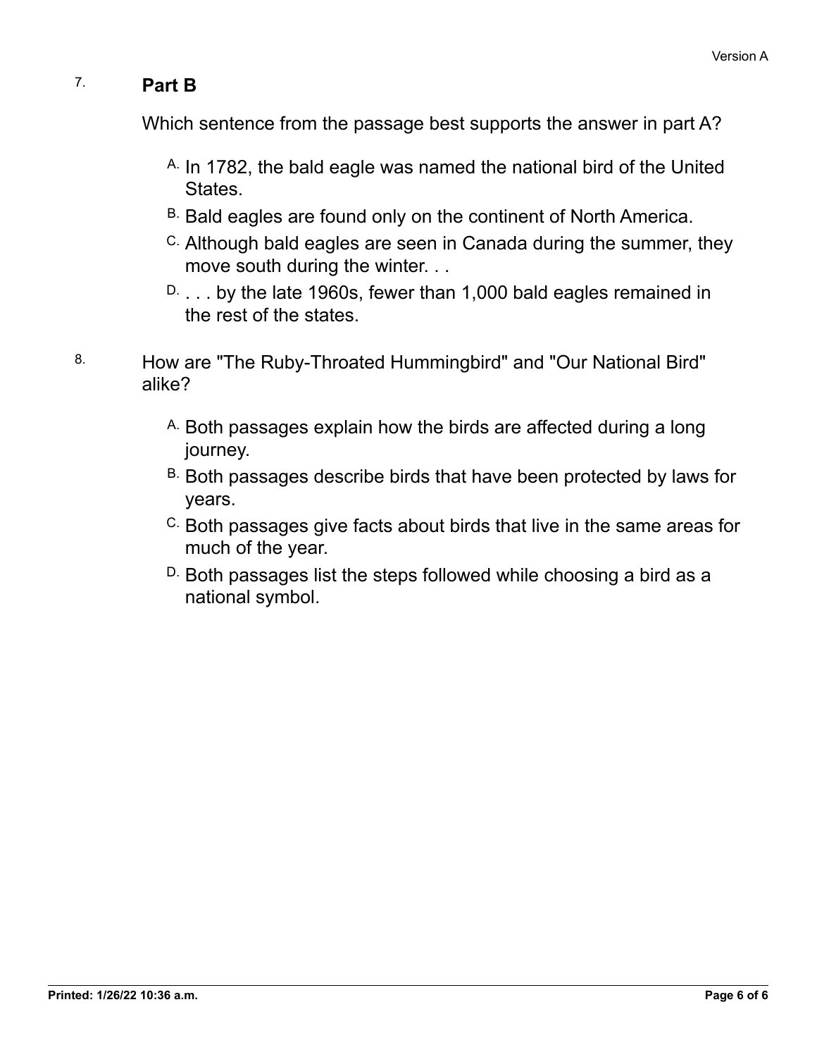7. **Part B**

Which sentence from the passage best supports the answer in part A?

A. In 1782, the bald eagle was named the national bird of the United States.

B. Bald eagles are found only on the continent of North America.

C. Although bald eagles are seen in Canada during the summer, they move south during the winter. . .

D. . . . by the late 1960s, fewer than 1,000 bald eagles remained in the rest of the states.

8. How are "The Ruby-Throated Hummingbird" and "Our National Bird" alike?

A. Both passages explain how the birds are affected during a long journey.

B. Both passages describe birds that have been protected by laws for years.

C. Both passages give facts about birds that live in the same areas for much of the year.

D. Both passages list the steps followed while choosing a bird as a national symbol.